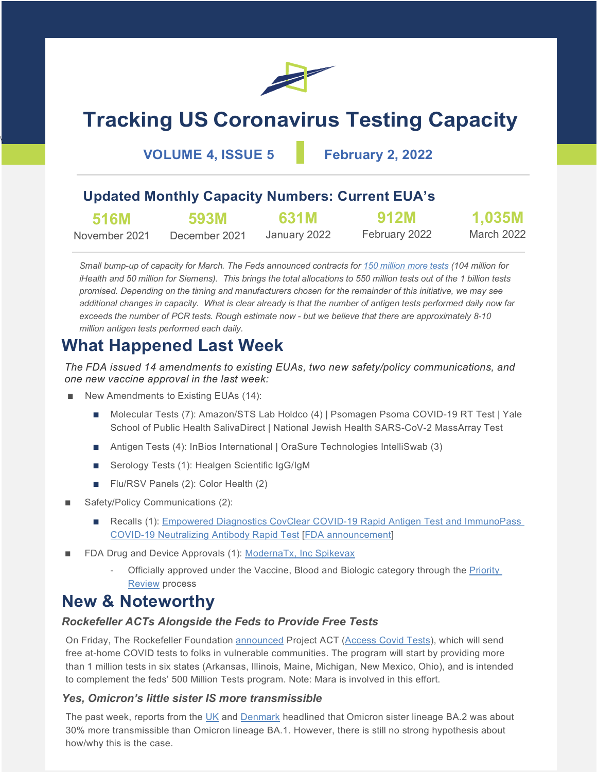# Tracking US Coronavirus Testing Capacity

**VOLUME 4, ISSUE 5** | **February 2, 2022**

## Updated Monthly Capacity Numbers: Current EUA's

| 516M | 593M | 631M | 912M | 1,035M |
|---|---|---|---|---|
| November 2021 | December 2021 | January 2022 | February 2022 | March 2022 |

*Small bump-up of capacity for March. The Feds announced contracts for [150 million more tests]() (104 million for iHealth and 50 million for Siemens). This brings the total allocations to 550 million tests out of the 1 billion tests promised. Depending on the timing and manufacturers chosen for the remainder of this initiative, we may see additional changes in capacity. What is clear already is that the number of antigen tests performed daily now far exceeds the number of PCR tests. Rough estimate now - but we believe that there are approximately 8-10 million antigen tests performed each daily.*

# What Happened Last Week

*The FDA issued 14 amendments to existing EUAs, two new safety/policy communications, and one new vaccine approval in the last week:*

- New Amendments to Existing EUAs (14):
  - Molecular Tests (7): Amazon/STS Lab Holdco (4) | Psomagen Psoma COVID-19 RT Test | Yale School of Public Health SalivaDirect | National Jewish Health SARS-CoV-2 MassArray Test
  - Antigen Tests (4): InBios International | OraSure Technologies IntelliSwab (3)
  - Serology Tests (1): Healgen Scientific IgG/IgM
  - Flu/RSV Panels (2): Color Health (2)
- Safety/Policy Communications (2):
  - Recalls (1): [Empowered Diagnostics CovClear COVID-19 Rapid Antigen Test and ImmunoPass COVID-19 Neutralizing Antibody Rapid Test]() [[FDA announcement]()]
- FDA Drug and Device Approvals (1): [ModernaTx, Inc Spikevax]()
  - Officially approved under the Vaccine, Blood and Biologic category through the [Priority Review]() process

# New & Noteworthy

### *Rockefeller ACTs Alongside the Feds to Provide Free Tests*

On Friday, The Rockefeller Foundation [announced]() Project ACT ([Access Covid Tests]()), which will send free at-home COVID tests to folks in vulnerable communities. The program will start by providing more than 1 million tests in six states (Arkansas, Illinois, Maine, Michigan, New Mexico, Ohio), and is intended to complement the feds' 500 Million Tests program. Note: Mara is involved in this effort.

### *Yes, Omicron's little sister IS more transmissible*

The past week, reports from the [UK]() and [Denmark]() headlined that Omicron sister lineage BA.2 was about 30% more transmissible than Omicron lineage BA.1. However, there is still no strong hypothesis about how/why this is the case.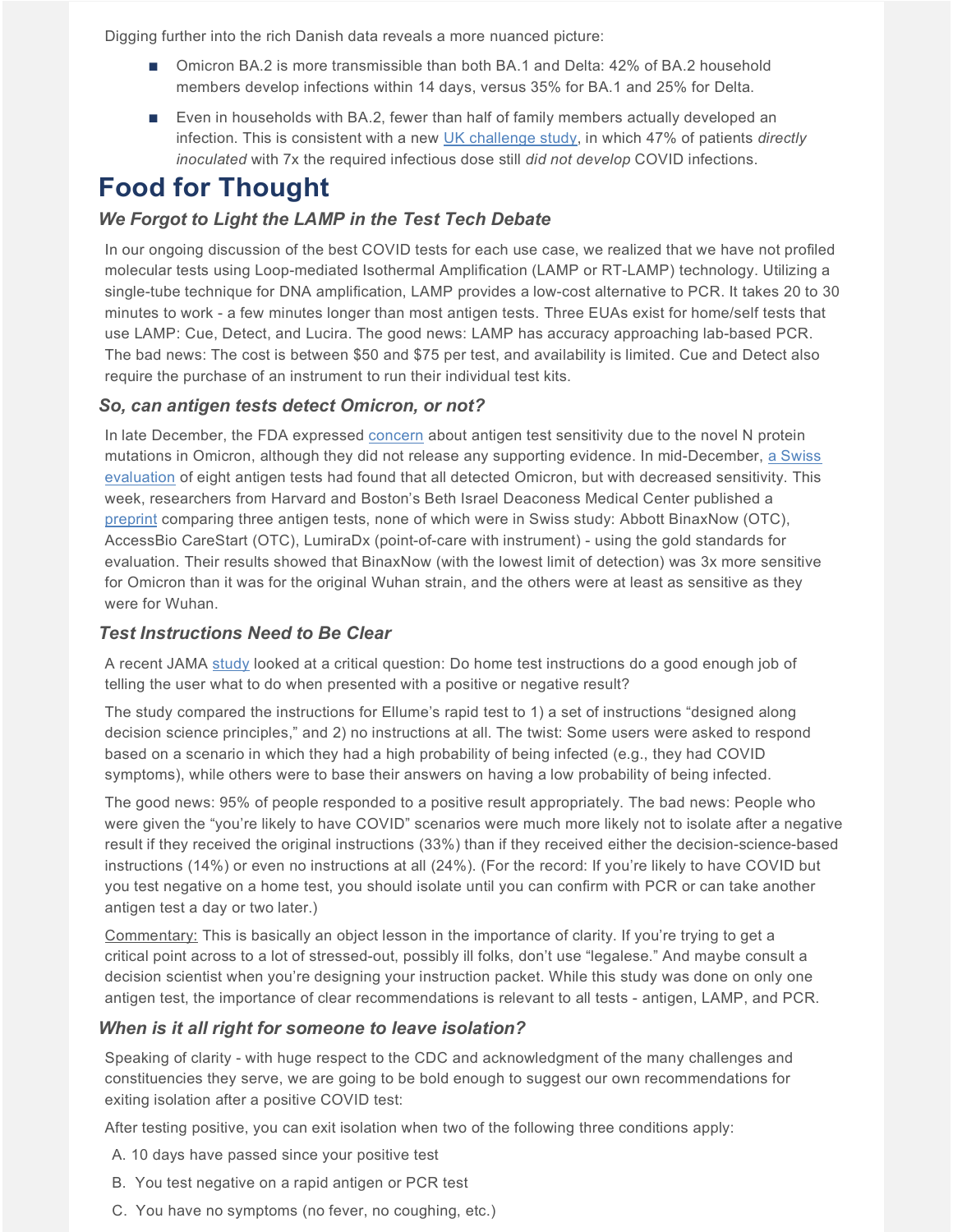Digging further into the rich Danish data reveals a more nuanced picture:

- Omicron BA.2 is more transmissible than both BA.1 and Delta: 42% of BA.2 household members develop infections within 14 days, versus 35% for BA.1 and 25% for Delta.
- Even in households with BA.2, fewer than half of family members actually developed an infection. This is consistent with a new UK challenge study, in which 47% of patients *directly inoculated* with 7x the required infectious dose still *did not develop* COVID infections.

# Food for Thought

### *We Forgot to Light the LAMP in the Test Tech Debate*

In our ongoing discussion of the best COVID tests for each use case, we realized that we have not profiled molecular tests using Loop-mediated Isothermal Amplification (LAMP or RT-LAMP) technology. Utilizing a single-tube technique for DNA amplification, LAMP provides a low-cost alternative to PCR. It takes 20 to 30 minutes to work - a few minutes longer than most antigen tests. Three EUAs exist for home/self tests that use LAMP: Cue, Detect, and Lucira. The good news: LAMP has accuracy approaching lab-based PCR. The bad news: The cost is between \$50 and \$75 per test, and availability is limited. Cue and Detect also require the purchase of an instrument to run their individual test kits.

### *So, can antigen tests detect Omicron, or not?*

In late December, the FDA expressed concern about antigen test sensitivity due to the novel N protein mutations in Omicron, although they did not release any supporting evidence. In mid-December, a Swiss evaluation of eight antigen tests had found that all detected Omicron, but with decreased sensitivity. This week, researchers from Harvard and Boston's Beth Israel Deaconess Medical Center published a preprint comparing three antigen tests, none of which were in Swiss study: Abbott BinaxNow (OTC), AccessBio CareStart (OTC), LumiraDx (point-of-care with instrument) - using the gold standards for evaluation. Their results showed that BinaxNow (with the lowest limit of detection) was 3x more sensitive for Omicron than it was for the original Wuhan strain, and the others were at least as sensitive as they were for Wuhan.

### *Test Instructions Need to Be Clear*

A recent JAMA study looked at a critical question: Do home test instructions do a good enough job of telling the user what to do when presented with a positive or negative result?

The study compared the instructions for Ellume's rapid test to 1) a set of instructions "designed along decision science principles," and 2) no instructions at all. The twist: Some users were asked to respond based on a scenario in which they had a high probability of being infected (e.g., they had COVID symptoms), while others were to base their answers on having a low probability of being infected.

The good news: 95% of people responded to a positive result appropriately. The bad news: People who were given the "you're likely to have COVID" scenarios were much more likely not to isolate after a negative result if they received the original instructions (33%) than if they received either the decision-science-based instructions (14%) or even no instructions at all (24%). (For the record: If you're likely to have COVID but you test negative on a home test, you should isolate until you can confirm with PCR or can take another antigen test a day or two later.)

Commentary: This is basically an object lesson in the importance of clarity. If you're trying to get a critical point across to a lot of stressed-out, possibly ill folks, don't use "legalese." And maybe consult a decision scientist when you're designing your instruction packet. While this study was done on only one antigen test, the importance of clear recommendations is relevant to all tests - antigen, LAMP, and PCR.

### *When is it all right for someone to leave isolation?*

Speaking of clarity - with huge respect to the CDC and acknowledgment of the many challenges and constituencies they serve, we are going to be bold enough to suggest our own recommendations for exiting isolation after a positive COVID test:

After testing positive, you can exit isolation when two of the following three conditions apply:

A. 10 days have passed since your positive test
B. You test negative on a rapid antigen or PCR test
C. You have no symptoms (no fever, no coughing, etc.)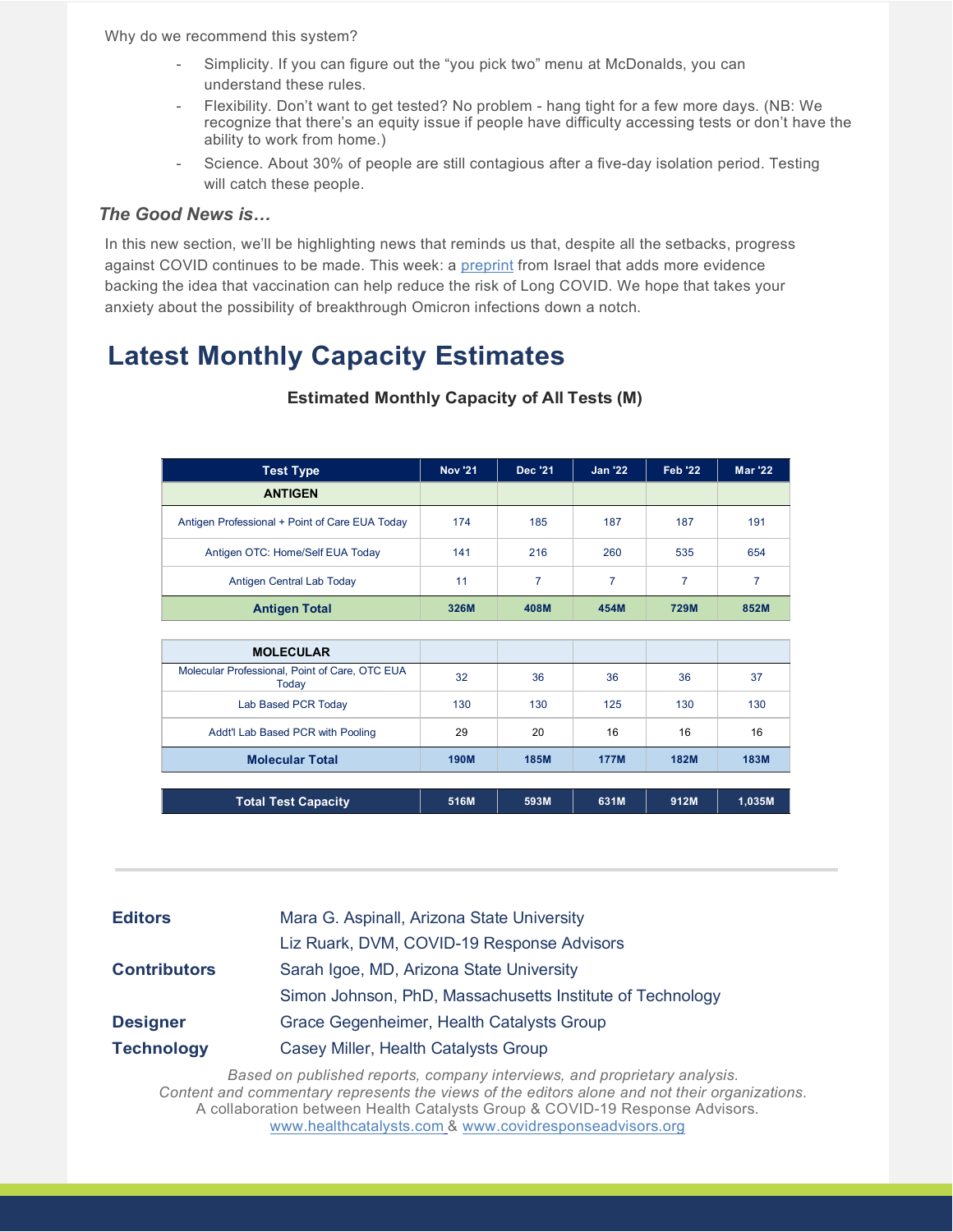Why do we recommend this system?

- Simplicity. If you can figure out the "you pick two" menu at McDonalds, you can understand these rules.
- Flexibility. Don't want to get tested? No problem - hang tight for a few more days. (NB: We recognize that there's an equity issue if people have difficulty accessing tests or don't have the ability to work from home.)
- Science. About 30% of people are still contagious after a five-day isolation period. Testing will catch these people.

### *The Good News is…*

In this new section, we'll be highlighting news that reminds us that, despite all the setbacks, progress against COVID continues to be made. This week: a [preprint](#) from Israel that adds more evidence backing the idea that vaccination can help reduce the risk of Long COVID. We hope that takes your anxiety about the possibility of breakthrough Omicron infections down a notch.

## Latest Monthly Capacity Estimates

**Estimated Monthly Capacity of All Tests (M)**

| Test Type | Nov '21 | Dec '21 | Jan '22 | Feb '22 | Mar '22 |
|---|---|---|---|---|---|
| **ANTIGEN** | | | | | |
| Antigen Professional + Point of Care EUA Today | 174 | 185 | 187 | 187 | 191 |
| Antigen OTC: Home/Self EUA Today | 141 | 216 | 260 | 535 | 654 |
| Antigen Central Lab Today | 11 | 7 | 7 | 7 | 7 |
| **Antigen Total** | **326M** | **408M** | **454M** | **729M** | **852M** |
| **MOLECULAR** | | | | | |
| Molecular Professional, Point of Care, OTC EUA Today | 32 | 36 | 36 | 36 | 37 |
| Lab Based PCR Today | 130 | 130 | 125 | 130 | 130 |
| Addt'l Lab Based PCR with Pooling | 29 | 20 | 16 | 16 | 16 |
| **Molecular Total** | **190M** | **185M** | **177M** | **182M** | **183M** |
| **Total Test Capacity** | **516M** | **593M** | **631M** | **912M** | **1,035M** |

---

**Editors** Mara G. Aspinall, Arizona State University
Liz Ruark, DVM, COVID-19 Response Advisors

**Contributors** Sarah Igoe, MD, Arizona State University
Simon Johnson, PhD, Massachusetts Institute of Technology

**Designer** Grace Gegenheimer, Health Catalysts Group

**Technology** Casey Miller, Health Catalysts Group

*Based on published reports, company interviews, and proprietary analysis.*
*Content and commentary represents the views of the editors alone and not their organizations.*
A collaboration between Health Catalysts Group & COVID-19 Response Advisors.
[www.healthcatalysts.com](http://www.healthcatalysts.com) & [www.covidresponseadvisors.org](http://www.covidresponseadvisors.org)